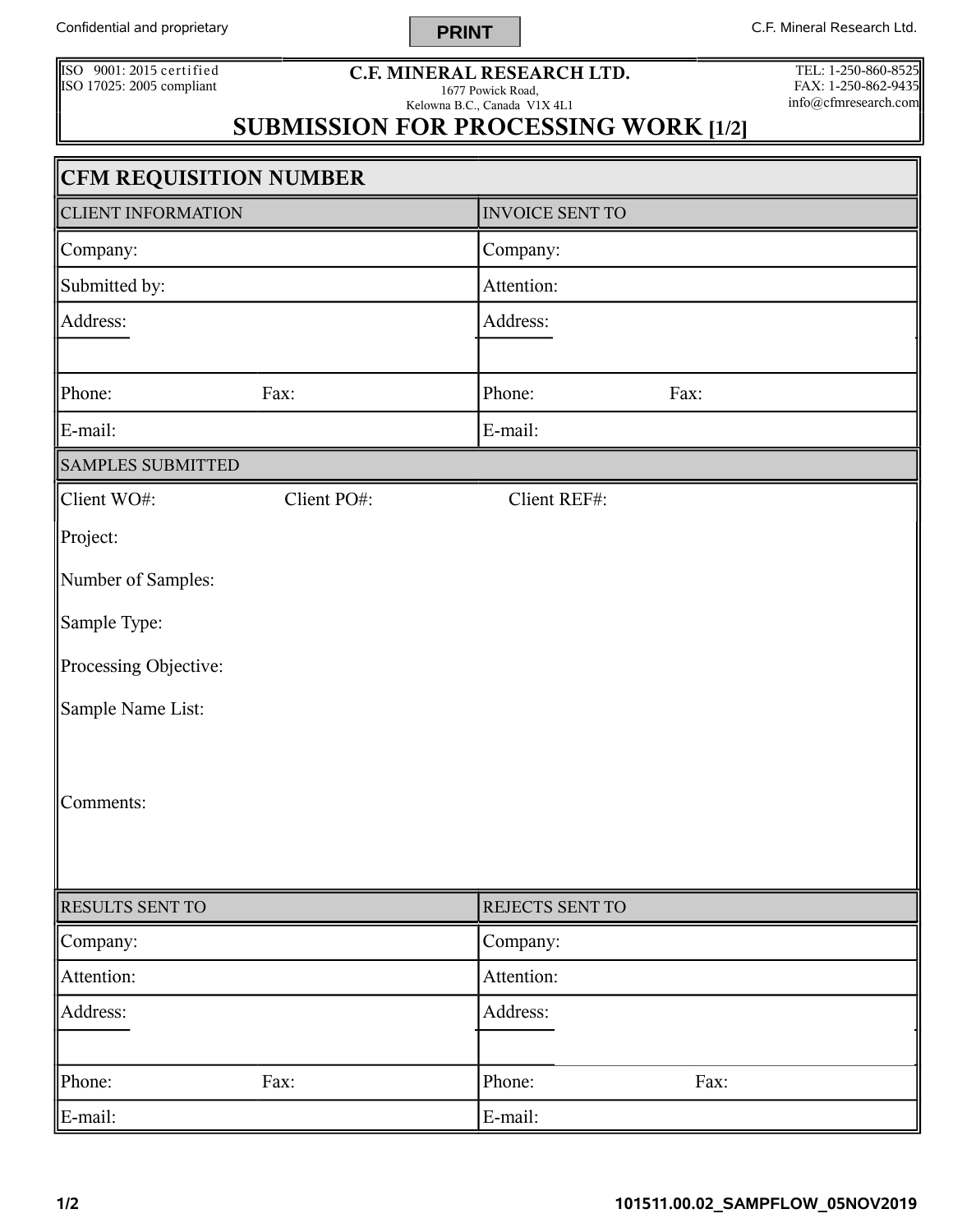ISO 9001: 2015 certified
ISO 17025: 2005 compliant

**C.F. MINERAL RESEARCH LTD.**
1677 Powick Road,
Kelowna B.C., Canada V1X 4L1

TEL: 1-250-860-8525
FAX: 1-250-862-9435
info@cfmresearch.com

# SUBMISSION FOR PROCESSING WORK [1/2]

| **CFM REQUISITION NUMBER** | |
|---|---|
| CLIENT INFORMATION | INVOICE SENT TO |
| Company: | Company: |
| Submitted by: | Attention: |
| Address: | Address: |
| | |
| Phone: Fax: | Phone: Fax: |
| E-mail: | E-mail: |

| SAMPLES SUBMITTED |
|---|
| Client WO#: Client PO#: Client REF#: |
| Project: |
| Number of Samples: |
| Sample Type: |
| Processing Objective: |
| Sample Name List: |
| Comments: |

| RESULTS SENT TO | REJECTS SENT TO |
|---|---|
| Company: | Company: |
| Attention: | Attention: |
| Address: | Address: |
| | |
| Phone: Fax: | Phone: Fax: |
| E-mail: | E-mail: |

101511.00.02_SAMPFLOW_05NOV2019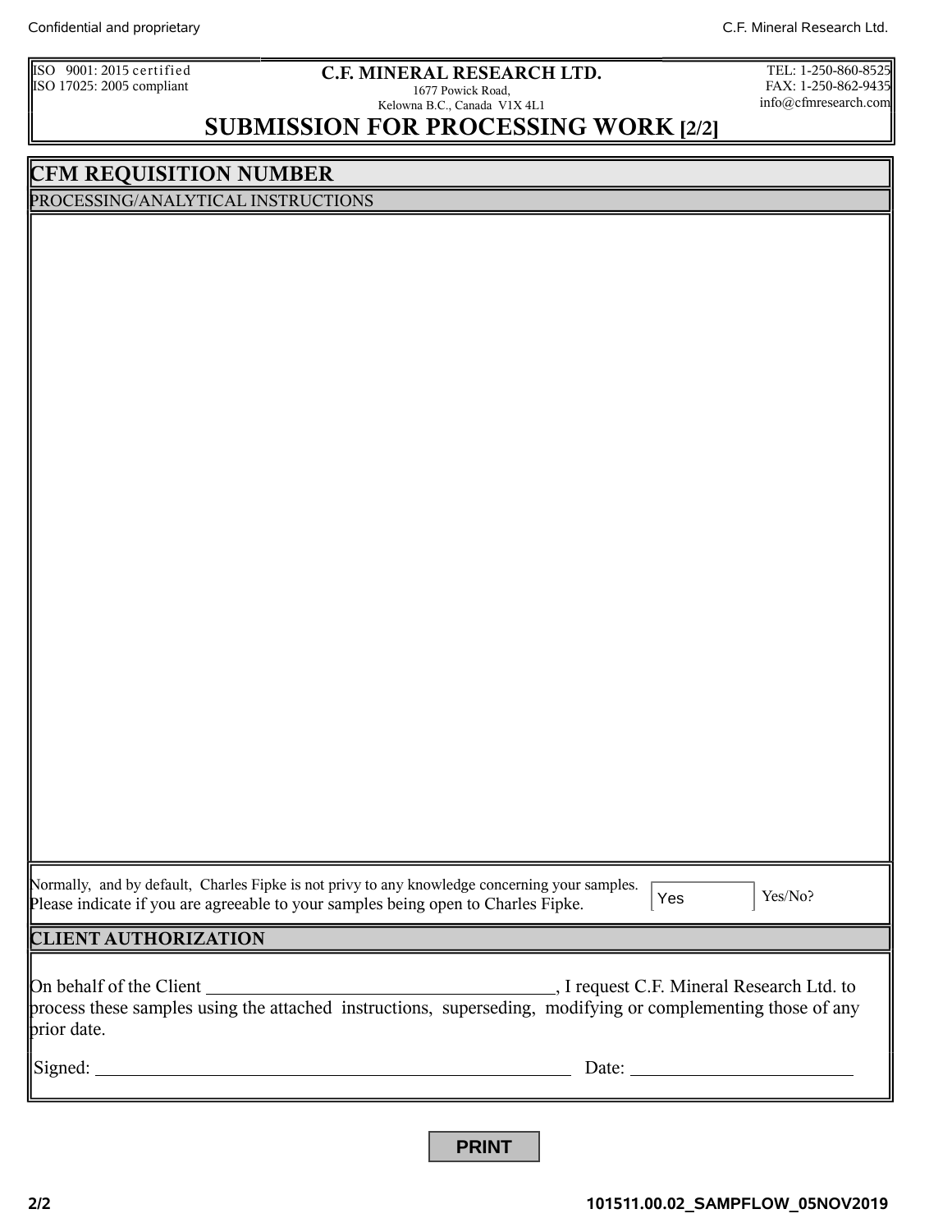ISO 9001: 2015 certified
ISO 17025: 2005 compliant

**C.F. MINERAL RESEARCH LTD.**
1677 Powick Road,
Kelowna B.C., Canada V1X 4L1

TEL: 1-250-860-8525
FAX: 1-250-862-9435
info@cfmresearch.com

# SUBMISSION FOR PROCESSING WORK [2/2]

## CFM REQUISITION NUMBER

PROCESSING/ANALYTICAL INSTRUCTIONS

Normally, and by default, Charles Fipke is not privy to any knowledge concerning your samples.
Please indicate if you are agreeable to your samples being open to Charles Fipke. Yes Yes/No?

## CLIENT AUTHORIZATION

On behalf of the Client ______________________, I request C.F. Mineral Research Ltd. to process these samples using the attached instructions, superseding, modifying or complementing those of any prior date.

Signed: ______________________ Date: ______________

PRINT

101511.00.02_SAMPFLOW_05NOV2019